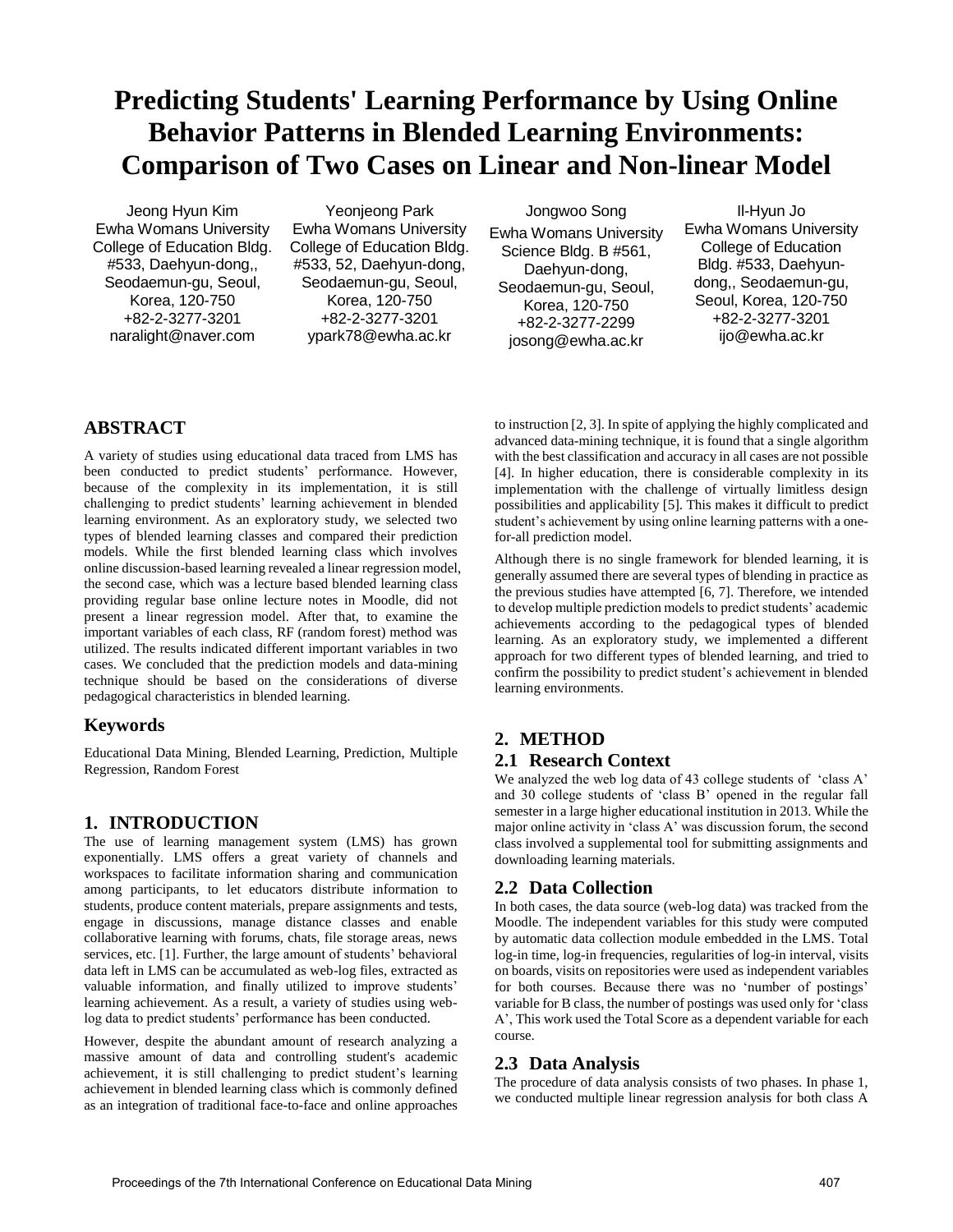# Predicting Students' Learning Performance by Using Online Behavior Patterns in Blended Learning Environments: Comparison of Two Cases on Linear and Non-linear Model

Jeong Hyun Kim
Ewha Womans University
College of Education Bldg. #533, Daehyun-dong,, Seodaemun-gu, Seoul, Korea, 120-750
+82-2-3277-3201
naralight@naver.com

Yeonjeong Park
Ewha Womans University
College of Education Bldg. #533, 52, Daehyun-dong, Seodaemun-gu, Seoul, Korea, 120-750
+82-2-3277-3201
ypark78@ewha.ac.kr

Jongwoo Song
Ewha Womans University
Science Bldg. B #561, Daehyun-dong, Seodaemun-gu, Seoul, Korea, 120-750
+82-2-3277-2299
josong@ewha.ac.kr

Il-Hyun Jo
Ewha Womans University
College of Education Bldg. #533, Daehyun-dong,, Seodaemun-gu, Seoul, Korea, 120-750
+82-2-3277-3201
ijo@ewha.ac.kr

## ABSTRACT

A variety of studies using educational data traced from LMS has been conducted to predict students' performance. However, because of the complexity in its implementation, it is still challenging to predict students' learning achievement in blended learning environment. As an exploratory study, we selected two types of blended learning classes and compared their prediction models. While the first blended learning class which involves online discussion-based learning revealed a linear regression model, the second case, which was a lecture based blended learning class providing regular base online lecture notes in Moodle, did not present a linear regression model. After that, to examine the important variables of each class, RF (random forest) method was utilized. The results indicated different important variables in two cases. We concluded that the prediction models and data-mining technique should be based on the considerations of diverse pedagogical characteristics in blended learning.

## Keywords

Educational Data Mining, Blended Learning, Prediction, Multiple Regression, Random Forest

## 1. INTRODUCTION

The use of learning management system (LMS) has grown exponentially. LMS offers a great variety of channels and workspaces to facilitate information sharing and communication among participants, to let educators distribute information to students, produce content materials, prepare assignments and tests, engage in discussions, manage distance classes and enable collaborative learning with forums, chats, file storage areas, news services, etc. [1]. Further, the large amount of students' behavioral data left in LMS can be accumulated as web-log files, extracted as valuable information, and finally utilized to improve students' learning achievement. As a result, a variety of studies using web-log data to predict students' performance has been conducted.

However, despite the abundant amount of research analyzing a massive amount of data and controlling student's academic achievement, it is still challenging to predict student's learning achievement in blended learning class which is commonly defined as an integration of traditional face-to-face and online approaches to instruction [2, 3]. In spite of applying the highly complicated and advanced data-mining technique, it is found that a single algorithm with the best classification and accuracy in all cases are not possible [4]. In higher education, there is considerable complexity in its implementation with the challenge of virtually limitless design possibilities and applicability [5]. This makes it difficult to predict student's achievement by using online learning patterns with a one-for-all prediction model.

Although there is no single framework for blended learning, it is generally assumed there are several types of blending in practice as the previous studies have attempted [6, 7]. Therefore, we intended to develop multiple prediction models to predict students' academic achievements according to the pedagogical types of blended learning. As an exploratory study, we implemented a different approach for two different types of blended learning, and tried to confirm the possibility to predict student's achievement in blended learning environments.

## 2. METHOD

### 2.1 Research Context

We analyzed the web log data of 43 college students of 'class A' and 30 college students of 'class B' opened in the regular fall semester in a large higher educational institution in 2013. While the major online activity in 'class A' was discussion forum, the second class involved a supplemental tool for submitting assignments and downloading learning materials.

### 2.2 Data Collection

In both cases, the data source (web-log data) was tracked from the Moodle. The independent variables for this study were computed by automatic data collection module embedded in the LMS. Total log-in time, log-in frequencies, regularities of log-in interval, visits on boards, visits on repositories were used as independent variables for both courses. Because there was no 'number of postings' variable for B class, the number of postings was used only for 'class A', This work used the Total Score as a dependent variable for each course.

### 2.3 Data Analysis

The procedure of data analysis consists of two phases. In phase 1, we conducted multiple linear regression analysis for both class A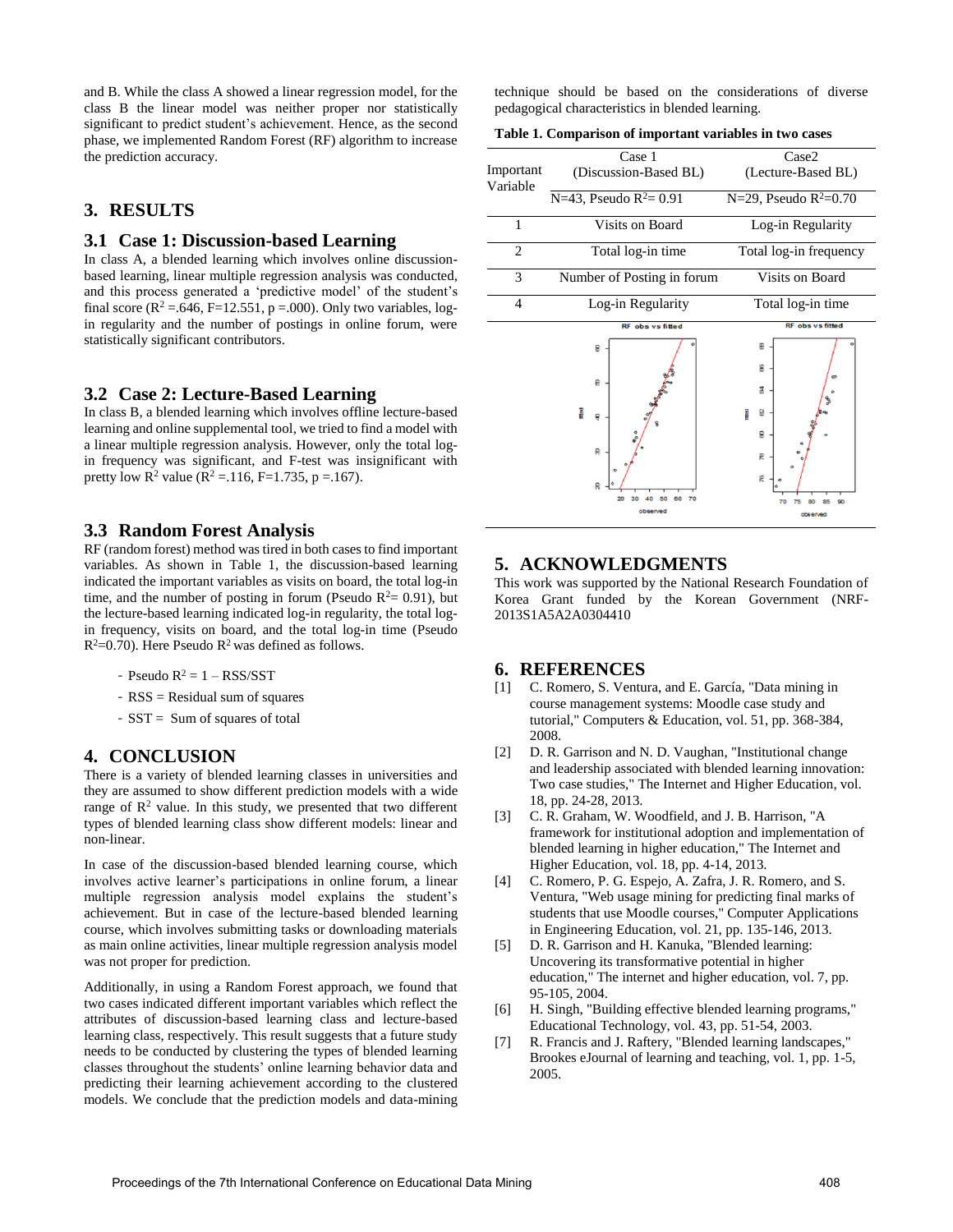and B. While the class A showed a linear regression model, for the class B the linear model was neither proper nor statistically significant to predict student's achievement. Hence, as the second phase, we implemented Random Forest (RF) algorithm to increase the prediction accuracy.

## 3. RESULTS

### 3.1 Case 1: Discussion-based Learning

In class A, a blended learning which involves online discussion-based learning, linear multiple regression analysis was conducted, and this process generated a 'predictive model' of the student's final score ($R^2$ =.646, F=12.551, p =.000). Only two variables, log-in regularity and the number of postings in online forum, were statistically significant contributors.

### 3.2 Case 2: Lecture-Based Learning

In class B, a blended learning which involves offline lecture-based learning and online supplemental tool, we tried to find a model with a linear multiple regression analysis. However, only the total log-in frequency was significant, and F-test was insignificant with pretty low $R^2$ value ($R^2$ =.116, F=1.735, p =.167).

### 3.3 Random Forest Analysis

RF (random forest) method was tired in both cases to find important variables. As shown in Table 1, the discussion-based learning indicated the important variables as visits on board, the total log-in time, and the number of posting in forum (Pseudo $R^2$= 0.91), but the lecture-based learning indicated log-in regularity, the total log-in frequency, visits on board, and the total log-in time (Pseudo $R^2$=0.70). Here Pseudo $R^2$ was defined as follows.

- Pseudo $R^2$ = 1 – RSS/SST
- RSS = Residual sum of squares
- SST = Sum of squares of total

## 4. CONCLUSION

There is a variety of blended learning classes in universities and they are assumed to show different prediction models with a wide range of $R^2$ value. In this study, we presented that two different types of blended learning class show different models: linear and non-linear.

In case of the discussion-based blended learning course, which involves active learner's participations in online forum, a linear multiple regression analysis model explains the student's achievement. But in case of the lecture-based blended learning course, which involves submitting tasks or downloading materials as main online activities, linear multiple regression analysis model was not proper for prediction.

Additionally, in using a Random Forest approach, we found that two cases indicated different important variables which reflect the attributes of discussion-based learning class and lecture-based learning class, respectively. This result suggests that a future study needs to be conducted by clustering the types of blended learning classes throughout the students' online learning behavior data and predicting their learning achievement according to the clustered models. We conclude that the prediction models and data-mining technique should be based on the considerations of diverse pedagogical characteristics in blended learning.

**Table 1. Comparison of important variables in two cases**

| Important Variable | Case 1 (Discussion-Based BL) | Case2 (Lecture-Based BL) |
|---|---|---|
| | N=43, Pseudo $R^2$= 0.91 | N=29, Pseudo $R^2$=0.70 |
| 1 | Visits on Board | Log-in Regularity |
| 2 | Total log-in time | Total log-in frequency |
| 3 | Number of Posting in forum | Visits on Board |
| 4 | Log-in Regularity | Total log-in time |

RF obs vs fitted

fitted

20 30 40 50 60 70

observed

RF obs vs fitted

fitted

70 75 80 85 90

observed

## 5. ACKNOWLEDGMENTS

This work was supported by the National Research Foundation of Korea Grant funded by the Korean Government (NRF-2013S1A5A2A0304410

## 6. REFERENCES

[1] C. Romero, S. Ventura, and E. García, "Data mining in course management systems: Moodle case study and tutorial," Computers & Education, vol. 51, pp. 368-384, 2008.

[2] D. R. Garrison and N. D. Vaughan, "Institutional change and leadership associated with blended learning innovation: Two case studies," The Internet and Higher Education, vol. 18, pp. 24-28, 2013.

[3] C. R. Graham, W. Woodfield, and J. B. Harrison, "A framework for institutional adoption and implementation of blended learning in higher education," The Internet and Higher Education, vol. 18, pp. 4-14, 2013.

[4] C. Romero, P. G. Espejo, A. Zafra, J. R. Romero, and S. Ventura, "Web usage mining for predicting final marks of students that use Moodle courses," Computer Applications in Engineering Education, vol. 21, pp. 135-146, 2013.

[5] D. R. Garrison and H. Kanuka, "Blended learning: Uncovering its transformative potential in higher education," The internet and higher education, vol. 7, pp. 95-105, 2004.

[6] H. Singh, "Building effective blended learning programs," Educational Technology, vol. 43, pp. 51-54, 2003.

[7] R. Francis and J. Raftery, "Blended learning landscapes," Brookes eJournal of learning and teaching, vol. 1, pp. 1-5, 2005.